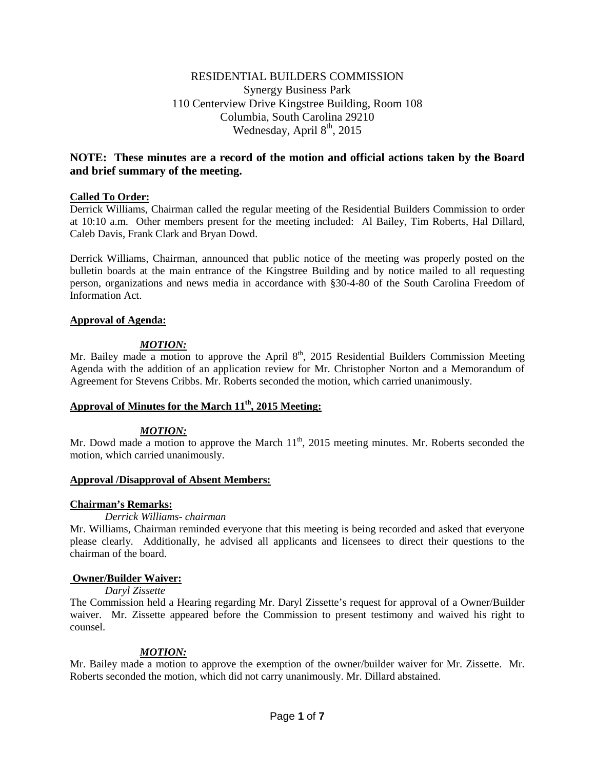# RESIDENTIAL BUILDERS COMMISSION

Synergy Business Park
110 Centerview Drive Kingstree Building, Room 108
Columbia, South Carolina 29210
Wednesday, April 8th, 2015

**NOTE: These minutes are a record of the motion and official actions taken by the Board and brief summary of the meeting.**

**Called To Order:**

Derrick Williams, Chairman called the regular meeting of the Residential Builders Commission to order at 10:10 a.m. Other members present for the meeting included: Al Bailey, Tim Roberts, Hal Dillard, Caleb Davis, Frank Clark and Bryan Dowd.

Derrick Williams, Chairman, announced that public notice of the meeting was properly posted on the bulletin boards at the main entrance of the Kingstree Building and by notice mailed to all requesting person, organizations and news media in accordance with §30-4-80 of the South Carolina Freedom of Information Act.

**Approval of Agenda:**

***MOTION:***

Mr. Bailey made a motion to approve the April 8th, 2015 Residential Builders Commission Meeting Agenda with the addition of an application review for Mr. Christopher Norton and a Memorandum of Agreement for Stevens Cribbs. Mr. Roberts seconded the motion, which carried unanimously.

**Approval of Minutes for the March 11th, 2015 Meeting:**

***MOTION:***

Mr. Dowd made a motion to approve the March 11th, 2015 meeting minutes. Mr. Roberts seconded the motion, which carried unanimously.

**Approval /Disapproval of Absent Members:**

**Chairman's Remarks:**

*Derrick Williams- chairman*

Mr. Williams, Chairman reminded everyone that this meeting is being recorded and asked that everyone please clearly. Additionally, he advised all applicants and licensees to direct their questions to the chairman of the board.

**Owner/Builder Waiver:**

*Daryl Zissette*

The Commission held a Hearing regarding Mr. Daryl Zissette's request for approval of a Owner/Builder waiver. Mr. Zissette appeared before the Commission to present testimony and waived his right to counsel.

***MOTION:***

Mr. Bailey made a motion to approve the exemption of the owner/builder waiver for Mr. Zissette. Mr. Roberts seconded the motion, which did not carry unanimously. Mr. Dillard abstained.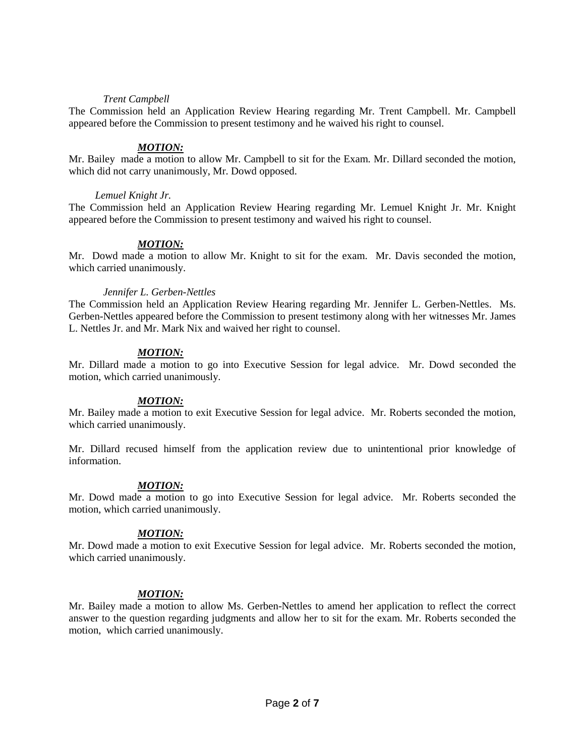*Trent Campbell*

The Commission held an Application Review Hearing regarding Mr. Trent Campbell. Mr. Campbell appeared before the Commission to present testimony and he waived his right to counsel.

***MOTION:***

Mr. Bailey made a motion to allow Mr. Campbell to sit for the Exam. Mr. Dillard seconded the motion, which did not carry unanimously, Mr. Dowd opposed.

*Lemuel Knight Jr.*

The Commission held an Application Review Hearing regarding Mr. Lemuel Knight Jr. Mr. Knight appeared before the Commission to present testimony and waived his right to counsel.

***MOTION:***

Mr. Dowd made a motion to allow Mr. Knight to sit for the exam. Mr. Davis seconded the motion, which carried unanimously.

*Jennifer L. Gerben-Nettles*

The Commission held an Application Review Hearing regarding Mr. Jennifer L. Gerben-Nettles. Ms. Gerben-Nettles appeared before the Commission to present testimony along with her witnesses Mr. James L. Nettles Jr. and Mr. Mark Nix and waived her right to counsel.

***MOTION:***

Mr. Dillard made a motion to go into Executive Session for legal advice. Mr. Dowd seconded the motion, which carried unanimously.

***MOTION:***

Mr. Bailey made a motion to exit Executive Session for legal advice. Mr. Roberts seconded the motion, which carried unanimously.

Mr. Dillard recused himself from the application review due to unintentional prior knowledge of information.

***MOTION:***

Mr. Dowd made a motion to go into Executive Session for legal advice. Mr. Roberts seconded the motion, which carried unanimously.

***MOTION:***

Mr. Dowd made a motion to exit Executive Session for legal advice. Mr. Roberts seconded the motion, which carried unanimously.

***MOTION:***

Mr. Bailey made a motion to allow Ms. Gerben-Nettles to amend her application to reflect the correct answer to the question regarding judgments and allow her to sit for the exam. Mr. Roberts seconded the motion, which carried unanimously.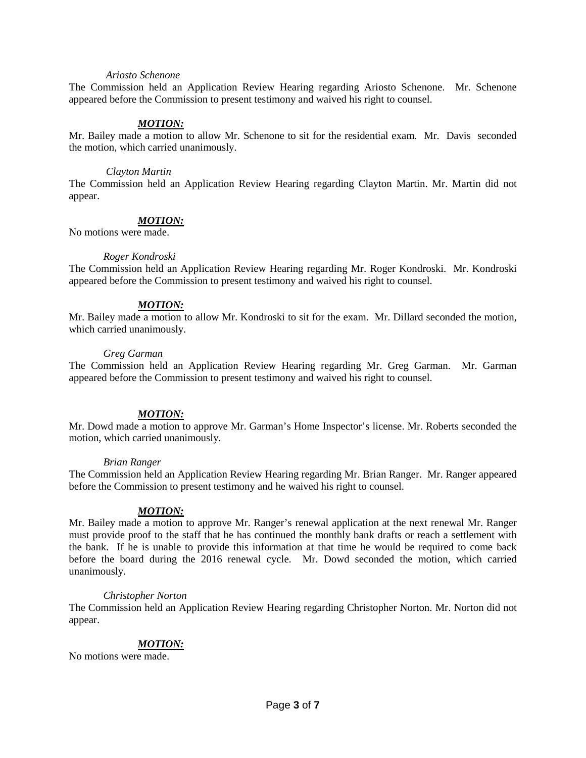*Ariosto Schenone*

The Commission held an Application Review Hearing regarding Ariosto Schenone. Mr. Schenone appeared before the Commission to present testimony and waived his right to counsel.

***MOTION:***

Mr. Bailey made a motion to allow Mr. Schenone to sit for the residential exam. Mr. Davis seconded the motion, which carried unanimously.

*Clayton Martin*

The Commission held an Application Review Hearing regarding Clayton Martin. Mr. Martin did not appear.

***MOTION:***

No motions were made.

*Roger Kondroski*

The Commission held an Application Review Hearing regarding Mr. Roger Kondroski. Mr. Kondroski appeared before the Commission to present testimony and waived his right to counsel.

***MOTION:***

Mr. Bailey made a motion to allow Mr. Kondroski to sit for the exam. Mr. Dillard seconded the motion, which carried unanimously.

*Greg Garman*

The Commission held an Application Review Hearing regarding Mr. Greg Garman. Mr. Garman appeared before the Commission to present testimony and waived his right to counsel.

***MOTION:***

Mr. Dowd made a motion to approve Mr. Garman's Home Inspector's license. Mr. Roberts seconded the motion, which carried unanimously.

*Brian Ranger*

The Commission held an Application Review Hearing regarding Mr. Brian Ranger. Mr. Ranger appeared before the Commission to present testimony and he waived his right to counsel.

***MOTION:***

Mr. Bailey made a motion to approve Mr. Ranger's renewal application at the next renewal Mr. Ranger must provide proof to the staff that he has continued the monthly bank drafts or reach a settlement with the bank. If he is unable to provide this information at that time he would be required to come back before the board during the 2016 renewal cycle. Mr. Dowd seconded the motion, which carried unanimously.

*Christopher Norton*

The Commission held an Application Review Hearing regarding Christopher Norton. Mr. Norton did not appear.

***MOTION:***

No motions were made.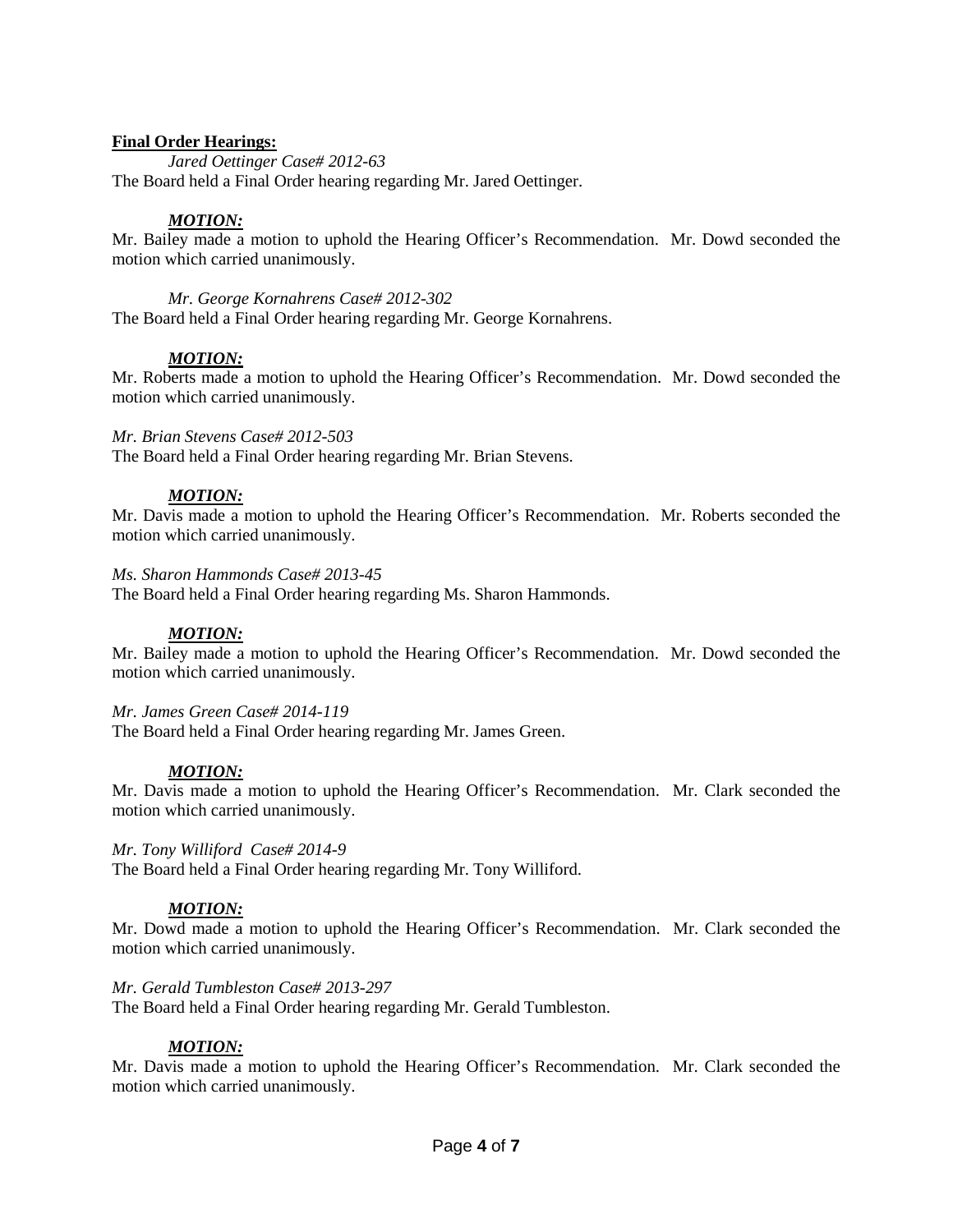**Final Order Hearings:**

*Jared Oettinger Case# 2012-63*

The Board held a Final Order hearing regarding Mr. Jared Oettinger.

***MOTION:***

Mr. Bailey made a motion to uphold the Hearing Officer's Recommendation. Mr. Dowd seconded the motion which carried unanimously.

*Mr. George Kornahrens Case# 2012-302*

The Board held a Final Order hearing regarding Mr. George Kornahrens.

***MOTION:***

Mr. Roberts made a motion to uphold the Hearing Officer's Recommendation. Mr. Dowd seconded the motion which carried unanimously.

*Mr. Brian Stevens Case# 2012-503*

The Board held a Final Order hearing regarding Mr. Brian Stevens.

***MOTION:***

Mr. Davis made a motion to uphold the Hearing Officer's Recommendation. Mr. Roberts seconded the motion which carried unanimously.

*Ms. Sharon Hammonds Case# 2013-45*

The Board held a Final Order hearing regarding Ms. Sharon Hammonds.

***MOTION:***

Mr. Bailey made a motion to uphold the Hearing Officer's Recommendation. Mr. Dowd seconded the motion which carried unanimously.

*Mr. James Green Case# 2014-119*

The Board held a Final Order hearing regarding Mr. James Green.

***MOTION:***

Mr. Davis made a motion to uphold the Hearing Officer's Recommendation. Mr. Clark seconded the motion which carried unanimously.

*Mr. Tony Williford Case# 2014-9*

The Board held a Final Order hearing regarding Mr. Tony Williford.

***MOTION:***

Mr. Dowd made a motion to uphold the Hearing Officer's Recommendation. Mr. Clark seconded the motion which carried unanimously.

*Mr. Gerald Tumbleston Case# 2013-297*

The Board held a Final Order hearing regarding Mr. Gerald Tumbleston.

***MOTION:***

Mr. Davis made a motion to uphold the Hearing Officer's Recommendation. Mr. Clark seconded the motion which carried unanimously.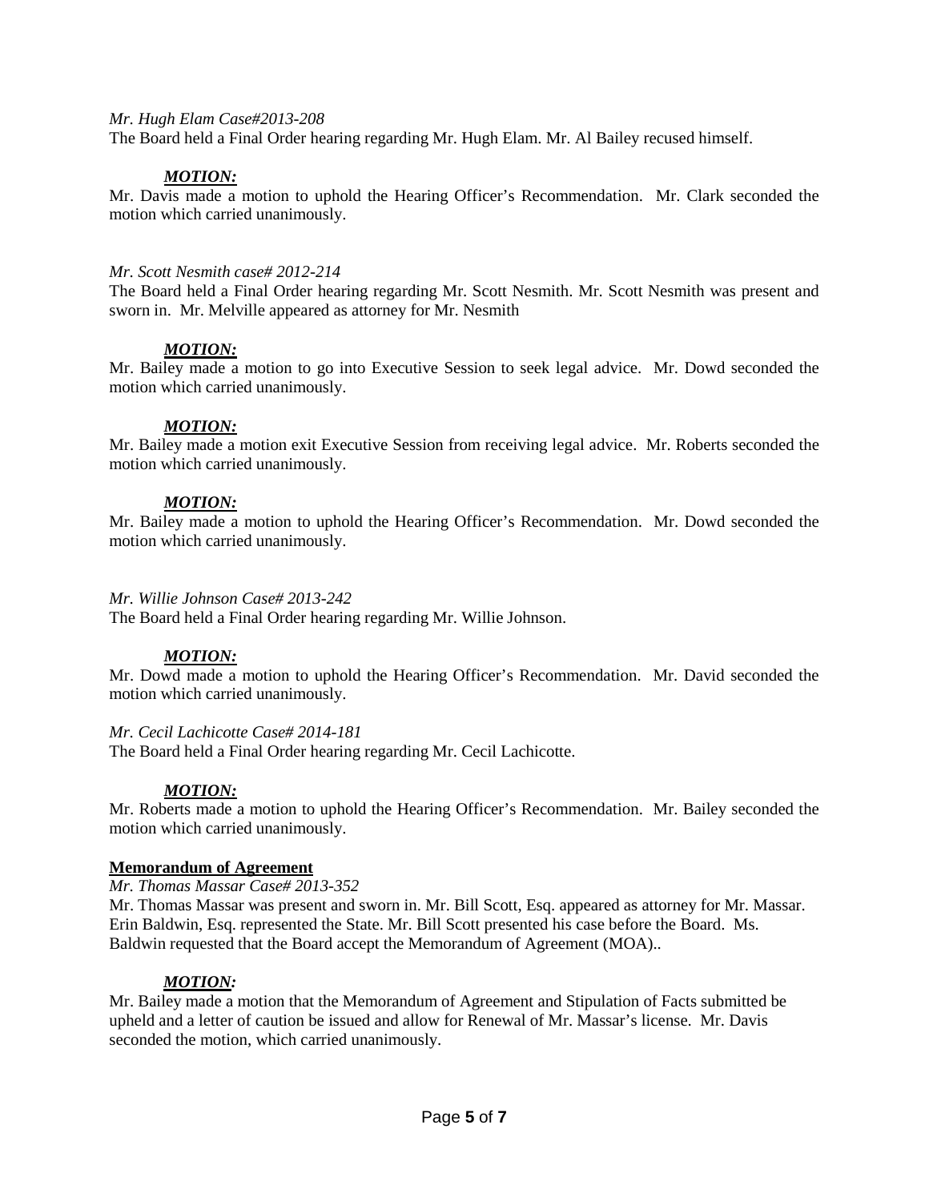*Mr. Hugh Elam Case#2013-208*

The Board held a Final Order hearing regarding Mr. Hugh Elam. Mr. Al Bailey recused himself.

***MOTION:***

Mr. Davis made a motion to uphold the Hearing Officer's Recommendation. Mr. Clark seconded the motion which carried unanimously.

*Mr. Scott Nesmith case# 2012-214*

The Board held a Final Order hearing regarding Mr. Scott Nesmith. Mr. Scott Nesmith was present and sworn in. Mr. Melville appeared as attorney for Mr. Nesmith

***MOTION:***

Mr. Bailey made a motion to go into Executive Session to seek legal advice. Mr. Dowd seconded the motion which carried unanimously.

***MOTION:***

Mr. Bailey made a motion exit Executive Session from receiving legal advice. Mr. Roberts seconded the motion which carried unanimously.

***MOTION:***

Mr. Bailey made a motion to uphold the Hearing Officer's Recommendation. Mr. Dowd seconded the motion which carried unanimously.

*Mr. Willie Johnson Case# 2013-242*

The Board held a Final Order hearing regarding Mr. Willie Johnson.

***MOTION:***

Mr. Dowd made a motion to uphold the Hearing Officer's Recommendation. Mr. David seconded the motion which carried unanimously.

*Mr. Cecil Lachicotte Case# 2014-181*

The Board held a Final Order hearing regarding Mr. Cecil Lachicotte.

***MOTION:***

Mr. Roberts made a motion to uphold the Hearing Officer's Recommendation. Mr. Bailey seconded the motion which carried unanimously.

**Memorandum of Agreement**

*Mr. Thomas Massar Case# 2013-352*

Mr. Thomas Massar was present and sworn in. Mr. Bill Scott, Esq. appeared as attorney for Mr. Massar. Erin Baldwin, Esq. represented the State. Mr. Bill Scott presented his case before the Board. Ms. Baldwin requested that the Board accept the Memorandum of Agreement (MOA)..

***MOTION:***

Mr. Bailey made a motion that the Memorandum of Agreement and Stipulation of Facts submitted be upheld and a letter of caution be issued and allow for Renewal of Mr. Massar's license. Mr. Davis seconded the motion, which carried unanimously.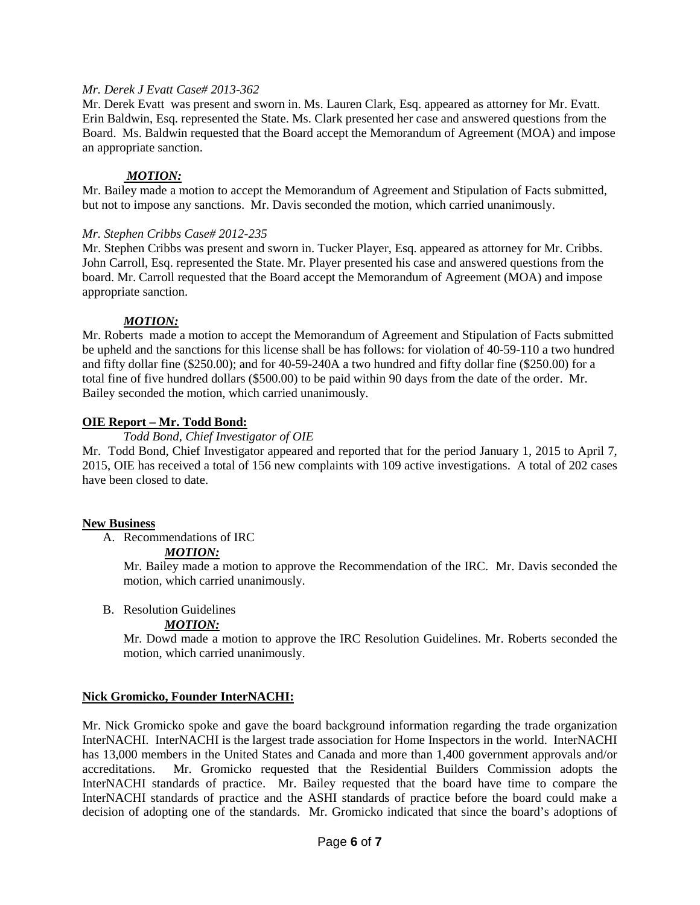*Mr. Derek J Evatt Case# 2013-362*

Mr. Derek Evatt was present and sworn in. Ms. Lauren Clark, Esq. appeared as attorney for Mr. Evatt. Erin Baldwin, Esq. represented the State. Ms. Clark presented her case and answered questions from the Board. Ms. Baldwin requested that the Board accept the Memorandum of Agreement (MOA) and impose an appropriate sanction.

***MOTION:***

Mr. Bailey made a motion to accept the Memorandum of Agreement and Stipulation of Facts submitted, but not to impose any sanctions. Mr. Davis seconded the motion, which carried unanimously.

*Mr. Stephen Cribbs Case# 2012-235*

Mr. Stephen Cribbs was present and sworn in. Tucker Player, Esq. appeared as attorney for Mr. Cribbs. John Carroll, Esq. represented the State. Mr. Player presented his case and answered questions from the board. Mr. Carroll requested that the Board accept the Memorandum of Agreement (MOA) and impose appropriate sanction.

***MOTION:***

Mr. Roberts made a motion to accept the Memorandum of Agreement and Stipulation of Facts submitted be upheld and the sanctions for this license shall be has follows: for violation of 40-59-110 a two hundred and fifty dollar fine ($250.00); and for 40-59-240A a two hundred and fifty dollar fine ($250.00) for a total fine of five hundred dollars ($500.00) to be paid within 90 days from the date of the order. Mr. Bailey seconded the motion, which carried unanimously.

**OIE Report – Mr. Todd Bond:**

*Todd Bond, Chief Investigator of OIE*

Mr. Todd Bond, Chief Investigator appeared and reported that for the period January 1, 2015 to April 7, 2015, OIE has received a total of 156 new complaints with 109 active investigations. A total of 202 cases have been closed to date.

**New Business**

A. Recommendations of IRC

***MOTION:***

Mr. Bailey made a motion to approve the Recommendation of the IRC. Mr. Davis seconded the motion, which carried unanimously.

B. Resolution Guidelines

***MOTION:***

Mr. Dowd made a motion to approve the IRC Resolution Guidelines. Mr. Roberts seconded the motion, which carried unanimously.

**Nick Gromicko, Founder InterNACHI:**

Mr. Nick Gromicko spoke and gave the board background information regarding the trade organization InterNACHI. InterNACHI is the largest trade association for Home Inspectors in the world. InterNACHI has 13,000 members in the United States and Canada and more than 1,400 government approvals and/or accreditations. Mr. Gromicko requested that the Residential Builders Commission adopts the InterNACHI standards of practice. Mr. Bailey requested that the board have time to compare the InterNACHI standards of practice and the ASHI standards of practice before the board could make a decision of adopting one of the standards. Mr. Gromicko indicated that since the board's adoptions of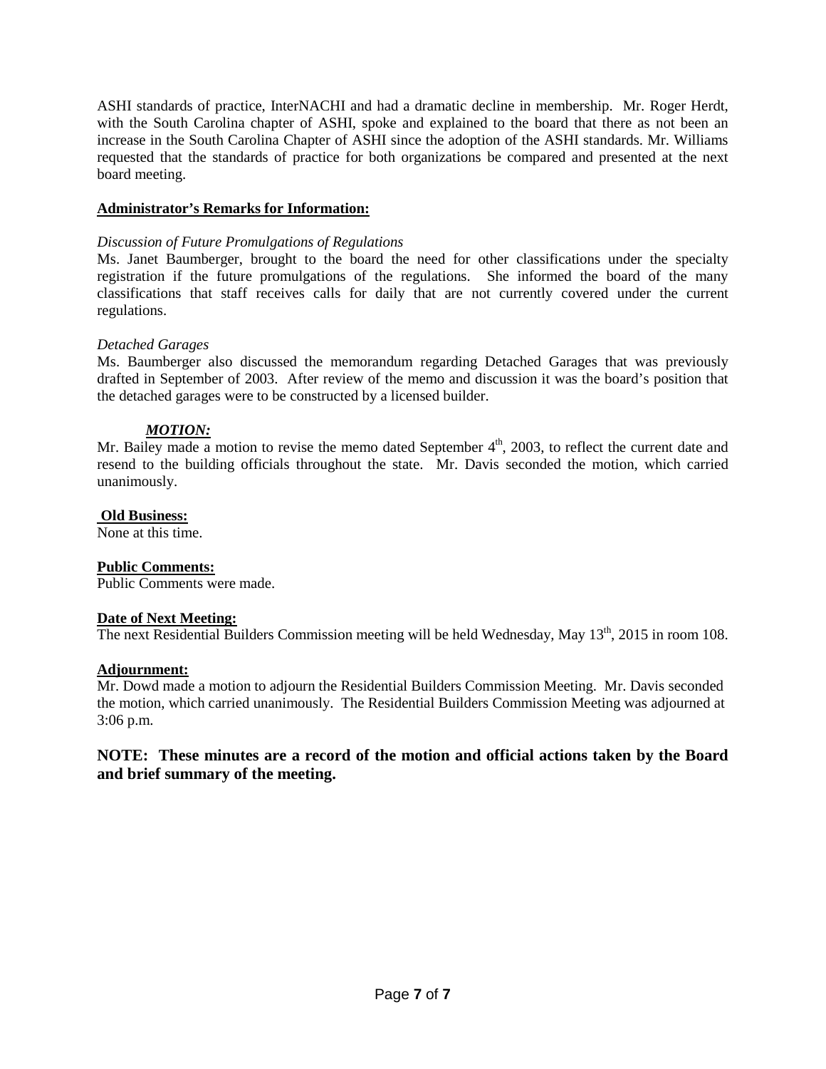ASHI standards of practice, InterNACHI and had a dramatic decline in membership. Mr. Roger Herdt, with the South Carolina chapter of ASHI, spoke and explained to the board that there as not been an increase in the South Carolina Chapter of ASHI since the adoption of the ASHI standards. Mr. Williams requested that the standards of practice for both organizations be compared and presented at the next board meeting.

**Administrator's Remarks for Information:**

*Discussion of Future Promulgations of Regulations*
Ms. Janet Baumberger, brought to the board the need for other classifications under the specialty registration if the future promulgations of the regulations. She informed the board of the many classifications that staff receives calls for daily that are not currently covered under the current regulations.

*Detached Garages*
Ms. Baumberger also discussed the memorandum regarding Detached Garages that was previously drafted in September of 2003. After review of the memo and discussion it was the board's position that the detached garages were to be constructed by a licensed builder.

***MOTION:***
Mr. Bailey made a motion to revise the memo dated September 4th, 2003, to reflect the current date and resend to the building officials throughout the state. Mr. Davis seconded the motion, which carried unanimously.

**Old Business:**
None at this time.

**Public Comments:**
Public Comments were made.

**Date of Next Meeting:**
The next Residential Builders Commission meeting will be held Wednesday, May 13th, 2015 in room 108.

**Adjournment:**
Mr. Dowd made a motion to adjourn the Residential Builders Commission Meeting. Mr. Davis seconded the motion, which carried unanimously. The Residential Builders Commission Meeting was adjourned at 3:06 p.m.

**NOTE: These minutes are a record of the motion and official actions taken by the Board and brief summary of the meeting.**